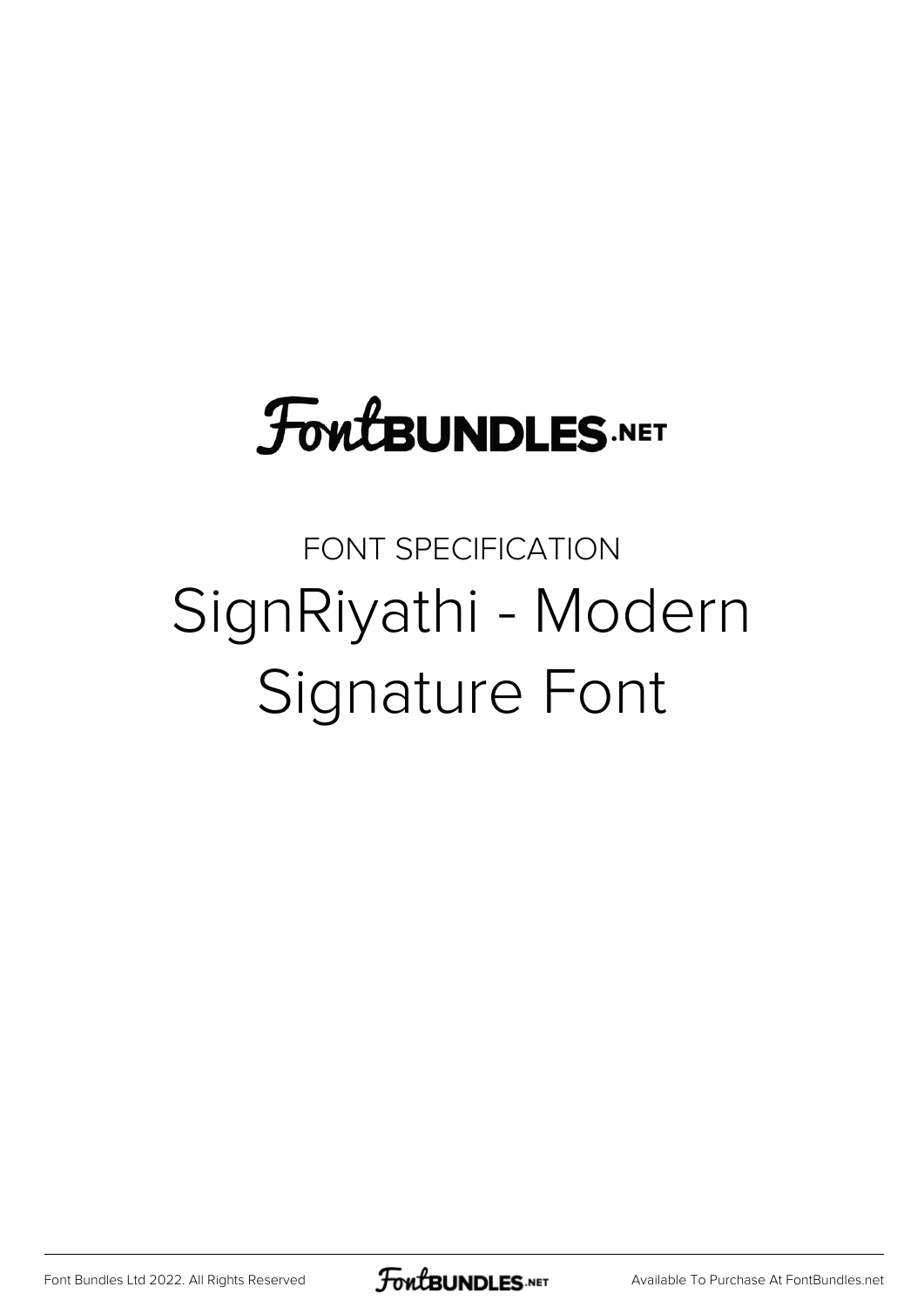FontBUNDLES.NET

FONT SPECIFICATION

# SignRiyathi - Modern Signature Font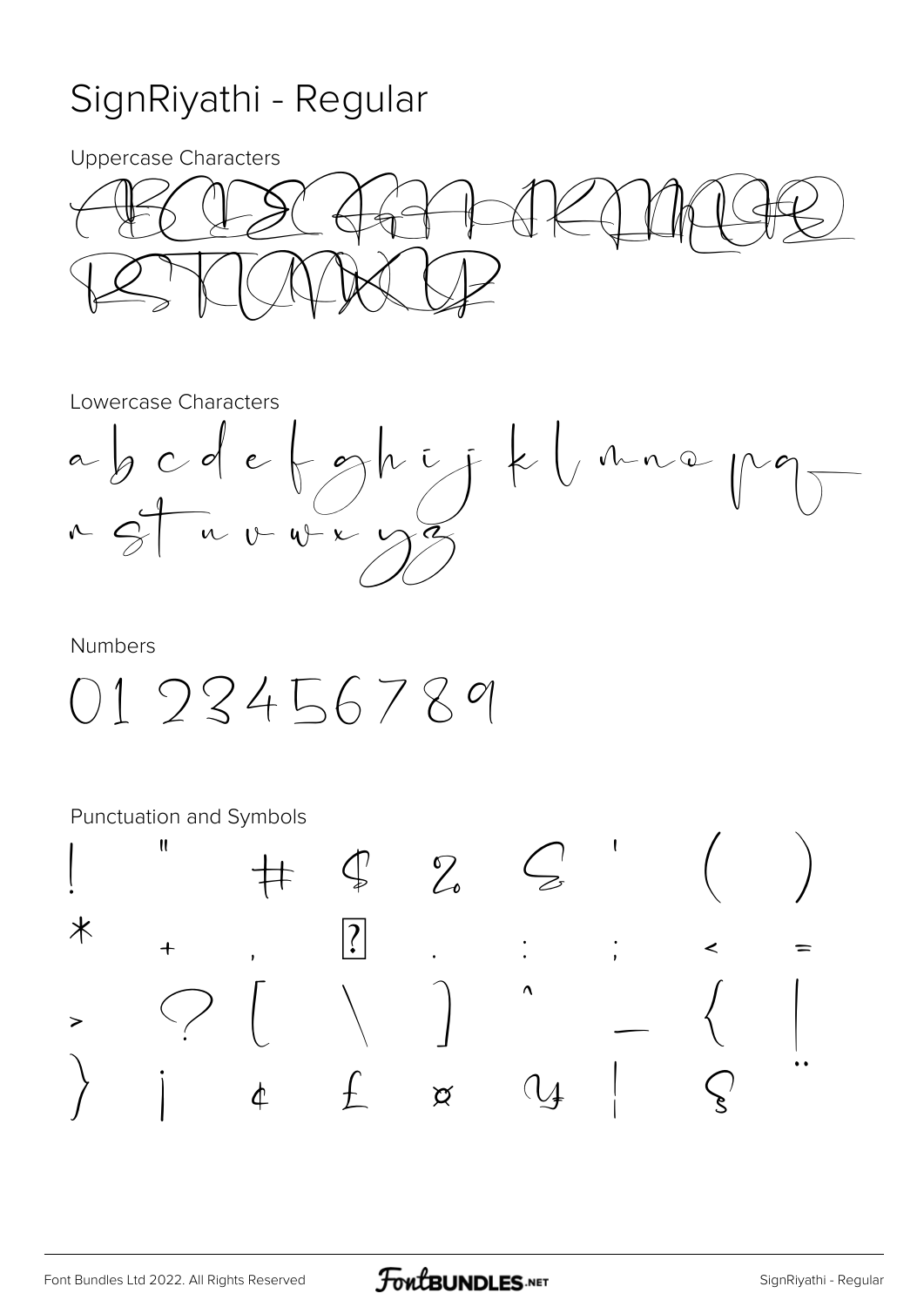# SignRiyathi - Regular

Uppercase Characters

A B C D E F G H I J K L M N O P Q R S T U V W X Y Z

Lowercase Characters

a b c d e f g h i j k l m n o p q r s t u v w x y z

Numbers

0 1 2 3 4 5 6 7 8 9

Punctuation and Symbols

! " # $ % & ' ( )

* + , ? . : ; < =

> ? [ \ ] ^ _ { |

} ¡ ¢ £ ¤ ¥ ¦ § ¨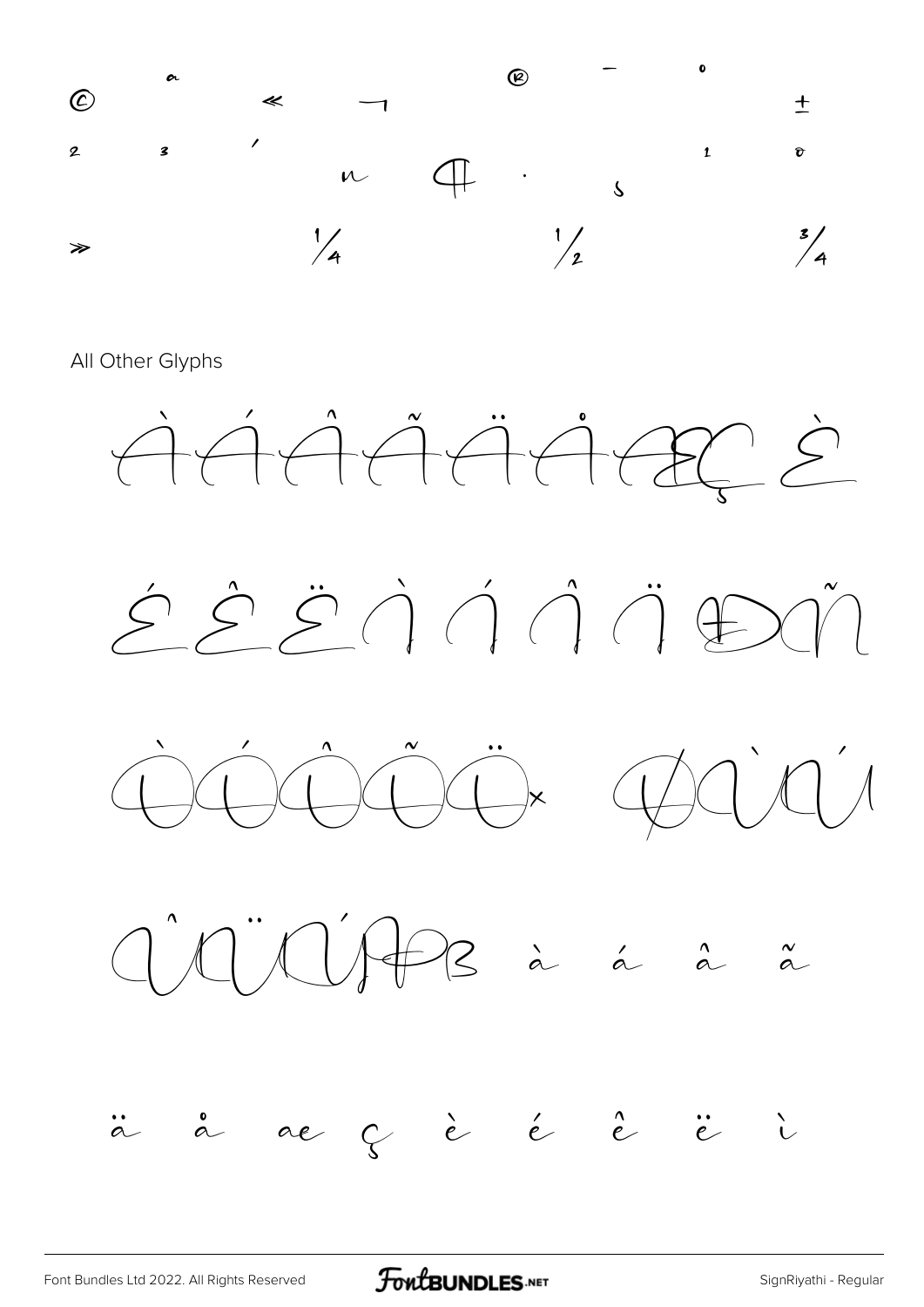© ª « ¬ ® ¯ ° ±

² ³ ´ µ ¶ · ¸ ¹ º

» ¼ ½ ¾

All Other Glyphs

À Á Â Ã Ä Å Æ Ç È

É Ê Ë Ì Í Î Ï Ð Ñ

Ò Ó Ô Õ Ö × Ø Ù Ú

Û Ü Ý Þ ß à á â ã

ä å æ ç è é ê ë ì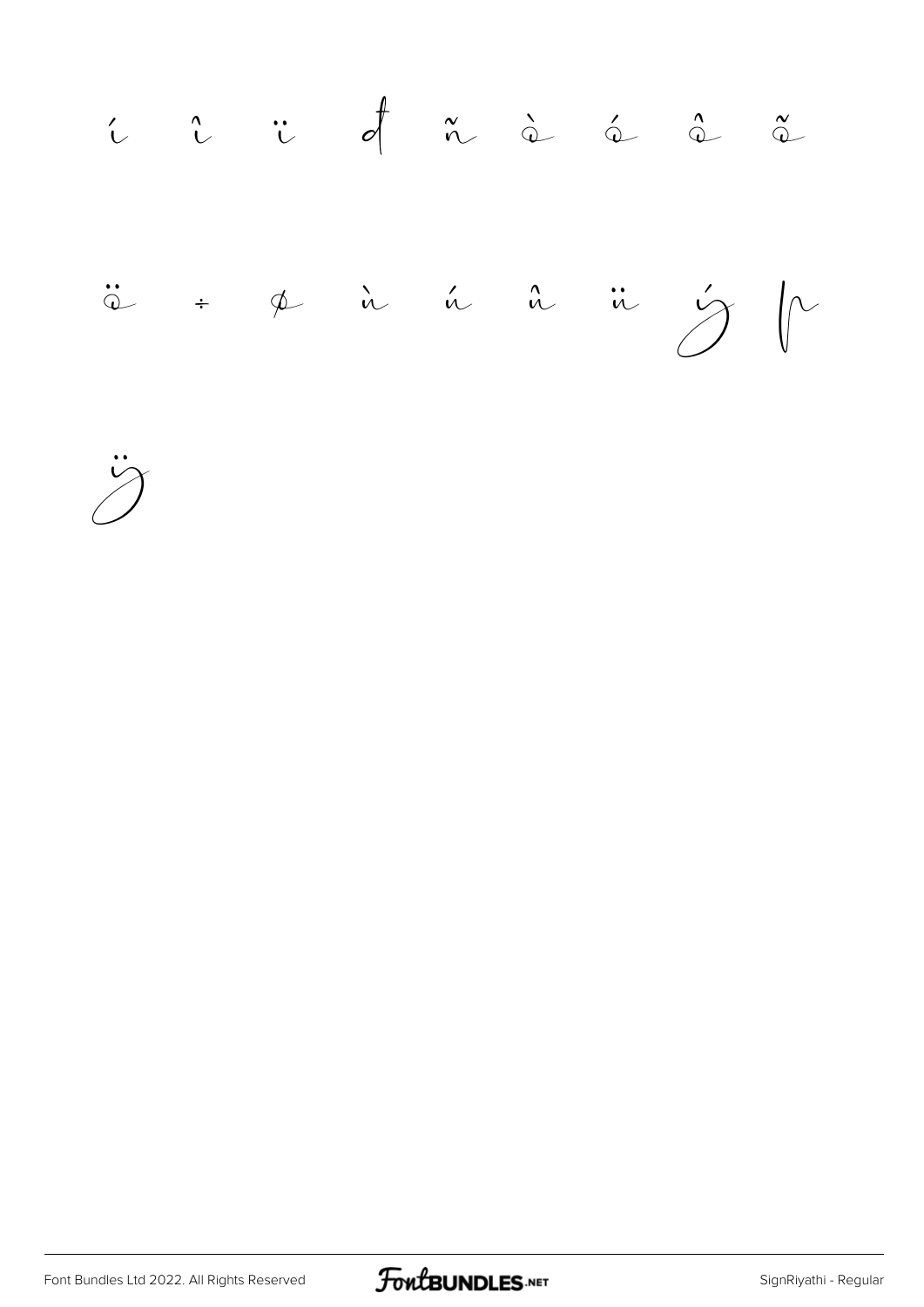í î ï ð ñ ò ó ô õ

ö ÷ ø ù ú û ü ý þ

ÿ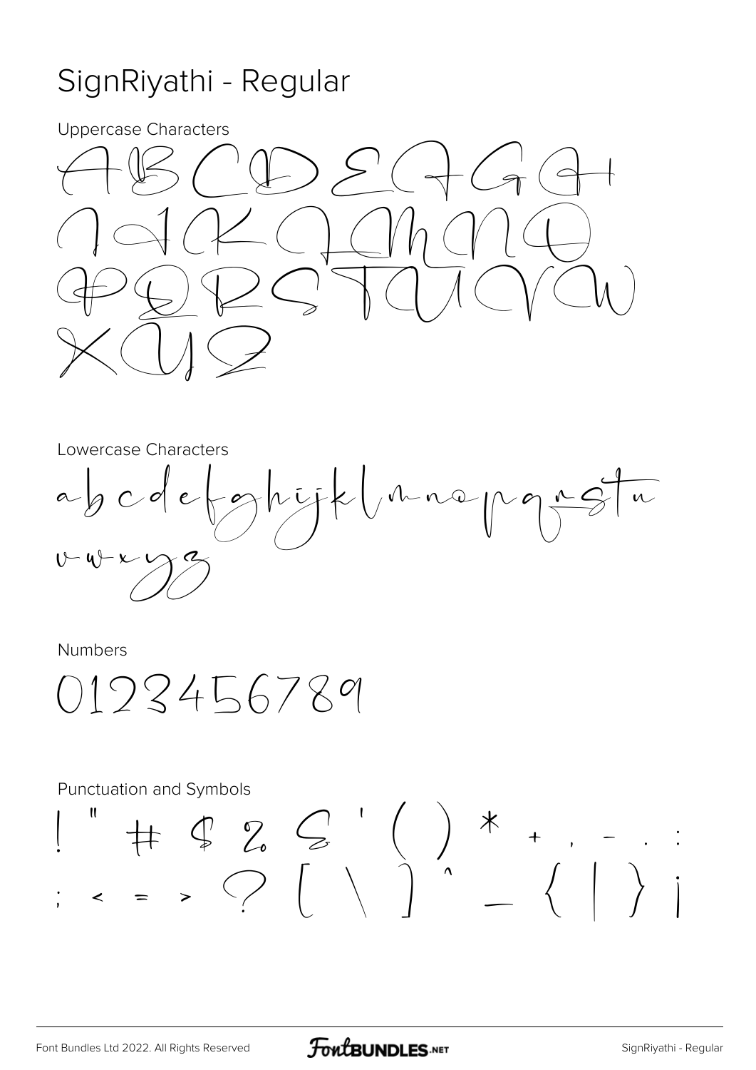# SignRiyathi - Regular

Uppercase Characters

ABCDEFGH
IJKLMNO
PQRSTUVW
XYZ

Lowercase Characters

abcdefghijklmnopqrstu
vwxyz

Numbers

0123456789

Punctuation and Symbols

! " # $ % & ' ( ) * + , - . :
; < = > ? [ \ ] ^ _ { | } ¡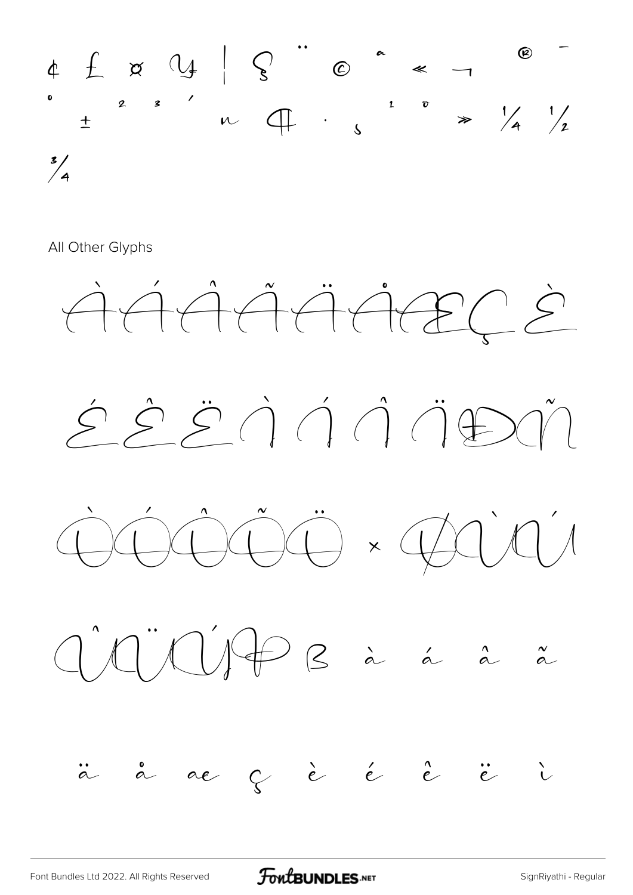¢ £ ¤ ¥ ¦ § ¨ © ª « ¬ ® ¯

° ± ² ³ ´ µ ¶ · ¸ ¹ º » ¼ ½

¾

All Other Glyphs

À Á Â Ã Ä Å Æ Ç È

É Ê Ë Ì Í Î Ï Ð Ñ

Ò Ó Ô Õ Ö × Ø Ù Ú

Û Ü Ý Þ ß à á â ã

ä å æ ç è é ê ë ì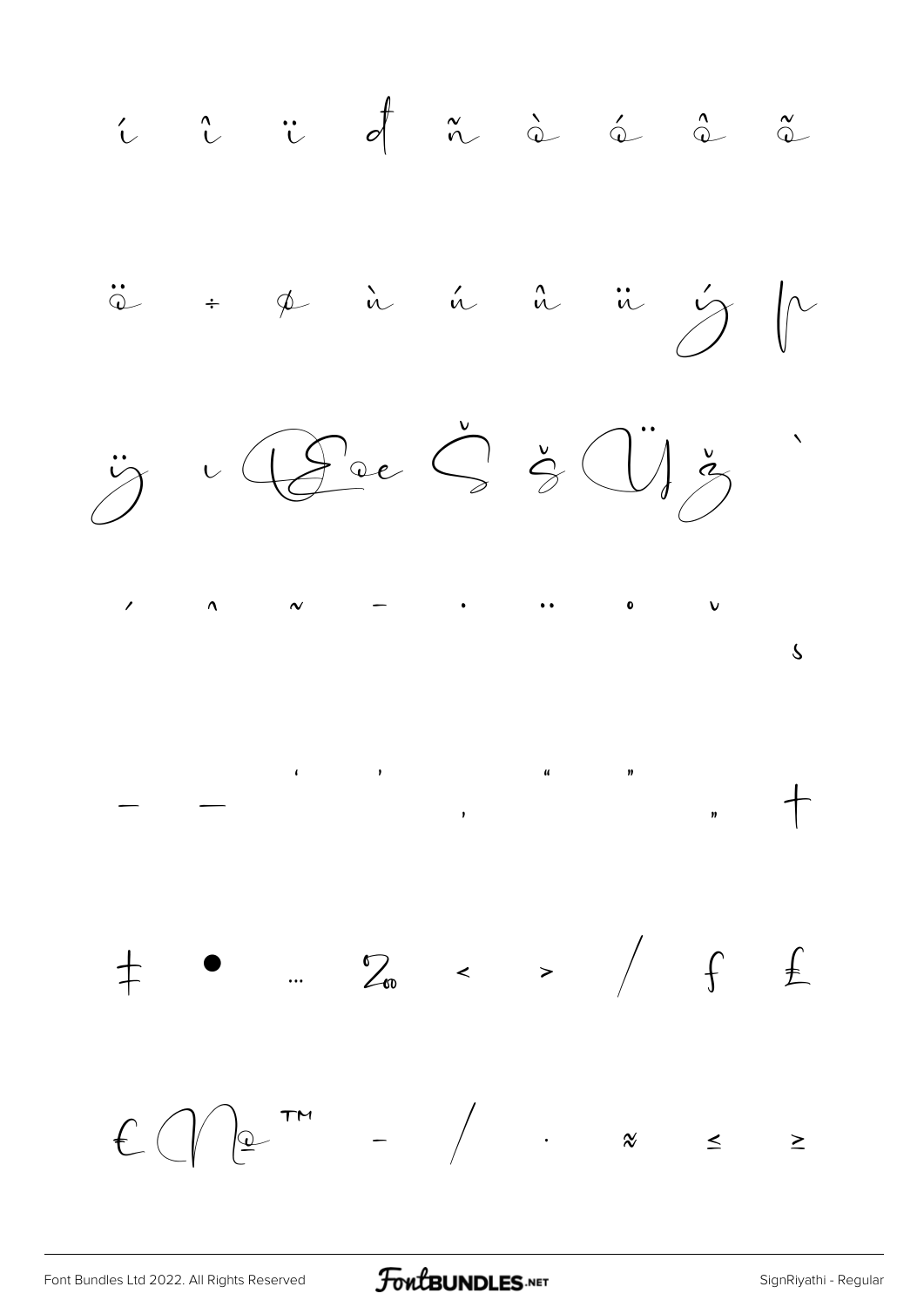í î ï ð ñ ò ó ô õ

ö ÷ ø ù ú û ü ý þ

ÿ ı Œ œ Š š Ÿ ž ˋ

ˊ ˆ ˜ ¯ ˙ ¨ ˚ ˇ ¸

– — ' ' ‚ " " „ †

‡ • … ‰ ‹ › ⁄ ƒ ₤

€ № ™ − ∕ · ≈ ≤ ≥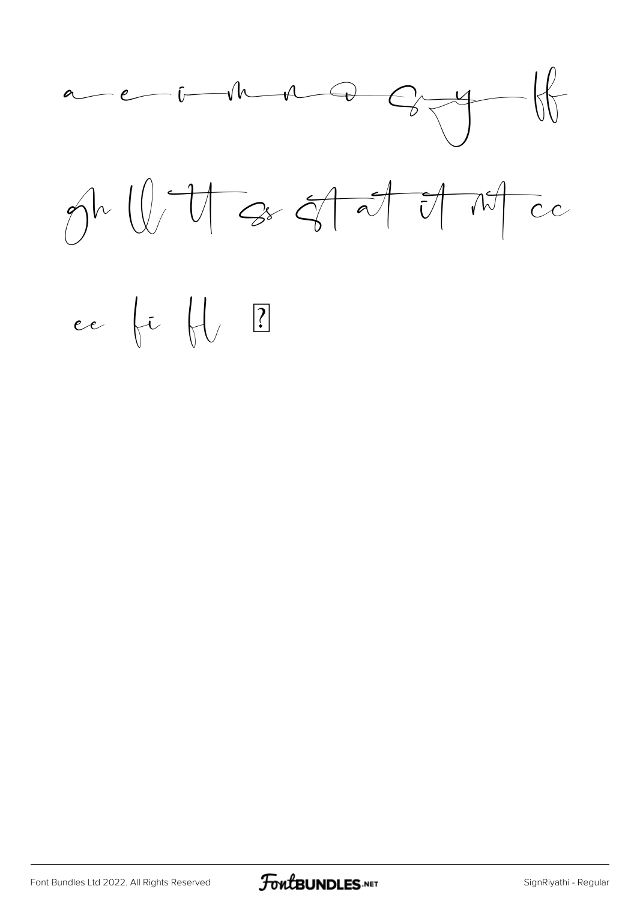a e i m n o s y ff

gh ll tt ss st at it mt cc

ee fi fl ?